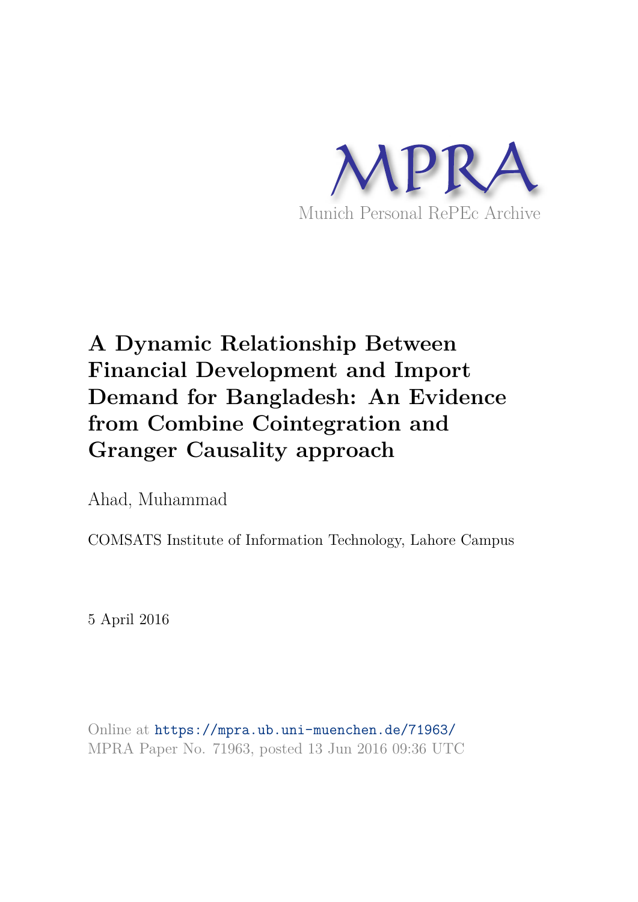MPRA

Munich Personal RePEc Archive

# A Dynamic Relationship Between Financial Development and Import Demand for Bangladesh: An Evidence from Combine Cointegration and Granger Causality approach

Ahad, Muhammad

COMSATS Institute of Information Technology, Lahore Campus

5 April 2016

Online at https://mpra.ub.uni-muenchen.de/71963/
MPRA Paper No. 71963, posted 13 Jun 2016 09:36 UTC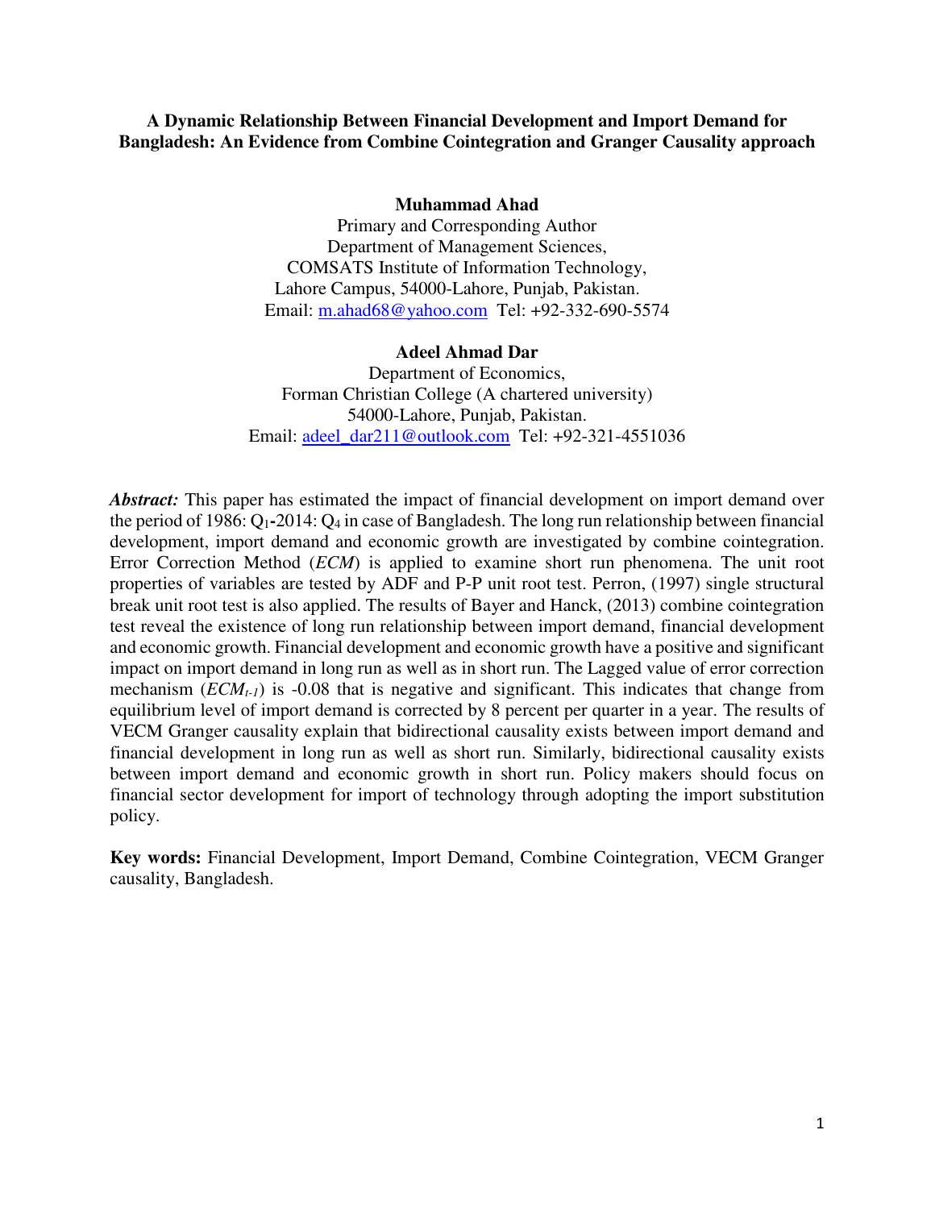**A Dynamic Relationship Between Financial Development and Import Demand for Bangladesh: An Evidence from Combine Cointegration and Granger Causality approach**

**Muhammad Ahad**
Primary and Corresponding Author
Department of Management Sciences,
COMSATS Institute of Information Technology,
Lahore Campus, 54000-Lahore, Punjab, Pakistan.
Email: m.ahad68@yahoo.com Tel: +92-332-690-5574

**Adeel Ahmad Dar**
Department of Economics,
Forman Christian College (A chartered university)
54000-Lahore, Punjab, Pakistan.
Email: adeel_dar211@outlook.com Tel: +92-321-4551036

***Abstract:*** This paper has estimated the impact of financial development on import demand over the period of 1986: $Q_1$-2014: $Q_4$ in case of Bangladesh. The long run relationship between financial development, import demand and economic growth are investigated by combine cointegration. Error Correction Method (*ECM*) is applied to examine short run phenomena. The unit root properties of variables are tested by ADF and P-P unit root test. Perron, (1997) single structural break unit root test is also applied. The results of Bayer and Hanck, (2013) combine cointegration test reveal the existence of long run relationship between import demand, financial development and economic growth. Financial development and economic growth have a positive and significant impact on import demand in long run as well as in short run. The Lagged value of error correction mechanism ($ECM_{t-1}$) is -0.08 that is negative and significant. This indicates that change from equilibrium level of import demand is corrected by 8 percent per quarter in a year. The results of VECM Granger causality explain that bidirectional causality exists between import demand and financial development in long run as well as short run. Similarly, bidirectional causality exists between import demand and economic growth in short run. Policy makers should focus on financial sector development for import of technology through adopting the import substitution policy.

**Key words:** Financial Development, Import Demand, Combine Cointegration, VECM Granger causality, Bangladesh.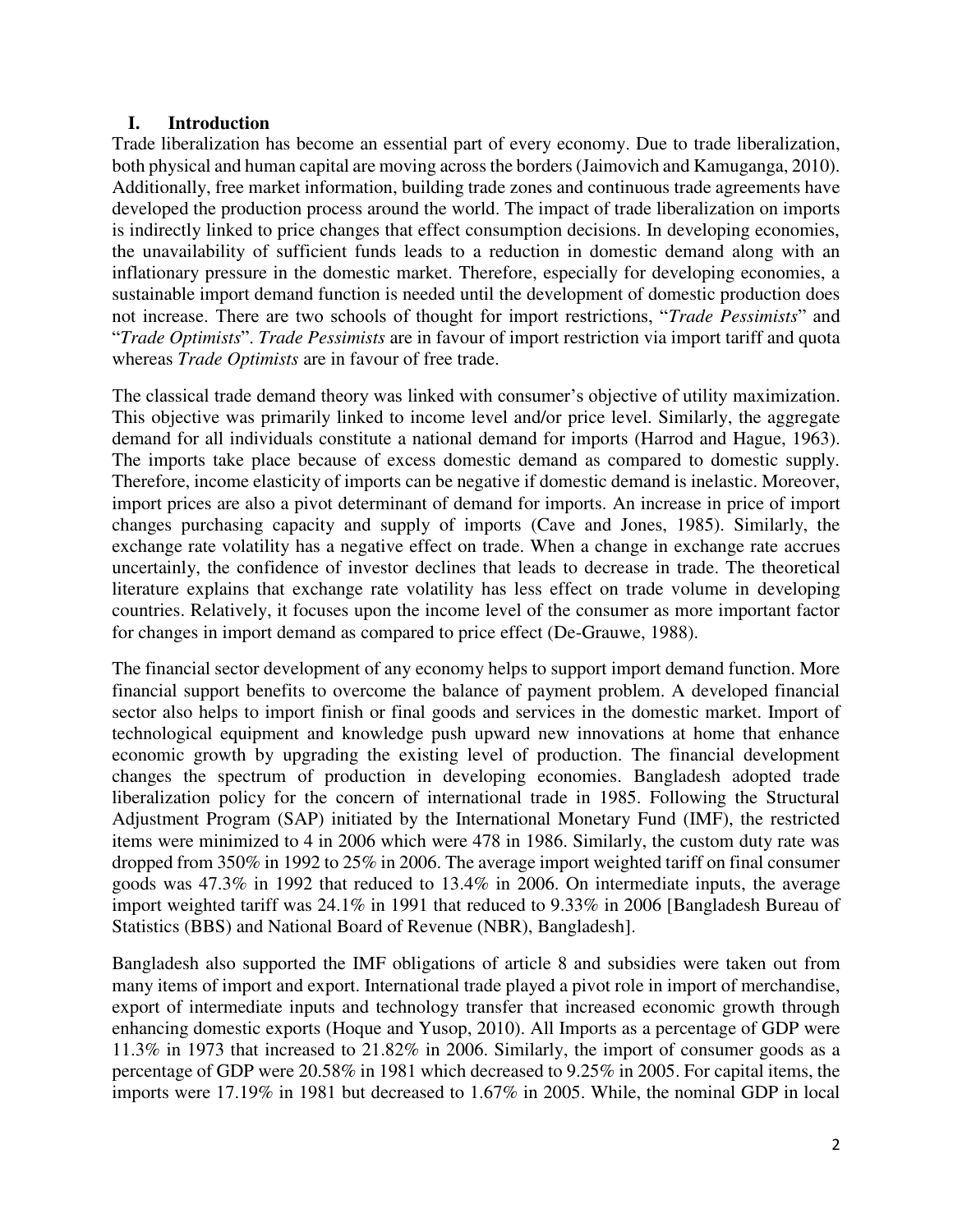## I. Introduction

Trade liberalization has become an essential part of every economy. Due to trade liberalization, both physical and human capital are moving across the borders (Jaimovich and Kamuganga, 2010). Additionally, free market information, building trade zones and continuous trade agreements have developed the production process around the world. The impact of trade liberalization on imports is indirectly linked to price changes that effect consumption decisions. In developing economies, the unavailability of sufficient funds leads to a reduction in domestic demand along with an inflationary pressure in the domestic market. Therefore, especially for developing economies, a sustainable import demand function is needed until the development of domestic production does not increase. There are two schools of thought for import restrictions, "*Trade Pessimists*" and "*Trade Optimists*". *Trade Pessimists* are in favour of import restriction via import tariff and quota whereas *Trade Optimists* are in favour of free trade.

The classical trade demand theory was linked with consumer's objective of utility maximization. This objective was primarily linked to income level and/or price level. Similarly, the aggregate demand for all individuals constitute a national demand for imports (Harrod and Hague, 1963). The imports take place because of excess domestic demand as compared to domestic supply. Therefore, income elasticity of imports can be negative if domestic demand is inelastic. Moreover, import prices are also a pivot determinant of demand for imports. An increase in price of import changes purchasing capacity and supply of imports (Cave and Jones, 1985). Similarly, the exchange rate volatility has a negative effect on trade. When a change in exchange rate accrues uncertainly, the confidence of investor declines that leads to decrease in trade. The theoretical literature explains that exchange rate volatility has less effect on trade volume in developing countries. Relatively, it focuses upon the income level of the consumer as more important factor for changes in import demand as compared to price effect (De-Grauwe, 1988).

The financial sector development of any economy helps to support import demand function. More financial support benefits to overcome the balance of payment problem. A developed financial sector also helps to import finish or final goods and services in the domestic market. Import of technological equipment and knowledge push upward new innovations at home that enhance economic growth by upgrading the existing level of production. The financial development changes the spectrum of production in developing economies. Bangladesh adopted trade liberalization policy for the concern of international trade in 1985. Following the Structural Adjustment Program (SAP) initiated by the International Monetary Fund (IMF), the restricted items were minimized to 4 in 2006 which were 478 in 1986. Similarly, the custom duty rate was dropped from 350% in 1992 to 25% in 2006. The average import weighted tariff on final consumer goods was 47.3% in 1992 that reduced to 13.4% in 2006. On intermediate inputs, the average import weighted tariff was 24.1% in 1991 that reduced to 9.33% in 2006 [Bangladesh Bureau of Statistics (BBS) and National Board of Revenue (NBR), Bangladesh].

Bangladesh also supported the IMF obligations of article 8 and subsidies were taken out from many items of import and export. International trade played a pivot role in import of merchandise, export of intermediate inputs and technology transfer that increased economic growth through enhancing domestic exports (Hoque and Yusop, 2010). All Imports as a percentage of GDP were 11.3% in 1973 that increased to 21.82% in 2006. Similarly, the import of consumer goods as a percentage of GDP were 20.58% in 1981 which decreased to 9.25% in 2005. For capital items, the imports were 17.19% in 1981 but decreased to 1.67% in 2005. While, the nominal GDP in local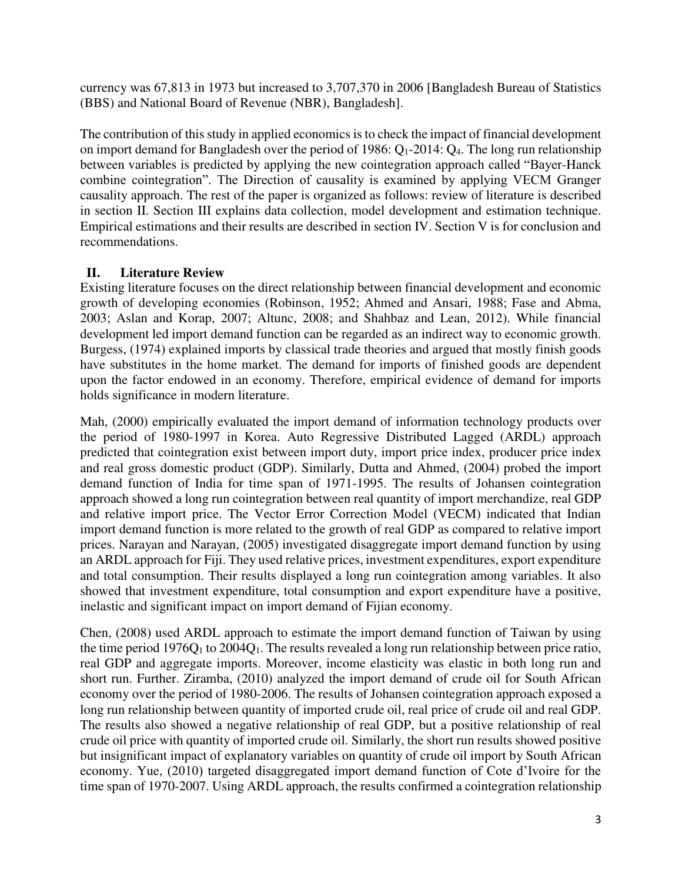currency was 67,813 in 1973 but increased to 3,707,370 in 2006 [Bangladesh Bureau of Statistics (BBS) and National Board of Revenue (NBR), Bangladesh].

The contribution of this study in applied economics is to check the impact of financial development on import demand for Bangladesh over the period of 1986: $Q_1$-2014: $Q_4$. The long run relationship between variables is predicted by applying the new cointegration approach called "Bayer-Hanck combine cointegration". The Direction of causality is examined by applying VECM Granger causality approach. The rest of the paper is organized as follows: review of literature is described in section II. Section III explains data collection, model development and estimation technique. Empirical estimations and their results are described in section IV. Section V is for conclusion and recommendations.

## II. Literature Review

Existing literature focuses on the direct relationship between financial development and economic growth of developing economies (Robinson, 1952; Ahmed and Ansari, 1988; Fase and Abma, 2003; Aslan and Korap, 2007; Altunc, 2008; and Shahbaz and Lean, 2012). While financial development led import demand function can be regarded as an indirect way to economic growth. Burgess, (1974) explained imports by classical trade theories and argued that mostly finish goods have substitutes in the home market. The demand for imports of finished goods are dependent upon the factor endowed in an economy. Therefore, empirical evidence of demand for imports holds significance in modern literature.

Mah, (2000) empirically evaluated the import demand of information technology products over the period of 1980-1997 in Korea. Auto Regressive Distributed Lagged (ARDL) approach predicted that cointegration exist between import duty, import price index, producer price index and real gross domestic product (GDP). Similarly, Dutta and Ahmed, (2004) probed the import demand function of India for time span of 1971-1995. The results of Johansen cointegration approach showed a long run cointegration between real quantity of import merchandize, real GDP and relative import price. The Vector Error Correction Model (VECM) indicated that Indian import demand function is more related to the growth of real GDP as compared to relative import prices. Narayan and Narayan, (2005) investigated disaggregate import demand function by using an ARDL approach for Fiji. They used relative prices, investment expenditures, export expenditure and total consumption. Their results displayed a long run cointegration among variables. It also showed that investment expenditure, total consumption and export expenditure have a positive, inelastic and significant impact on import demand of Fijian economy.

Chen, (2008) used ARDL approach to estimate the import demand function of Taiwan by using the time period $1976Q_1$ to $2004Q_1$. The results revealed a long run relationship between price ratio, real GDP and aggregate imports. Moreover, income elasticity was elastic in both long run and short run. Further. Ziramba, (2010) analyzed the import demand of crude oil for South African economy over the period of 1980-2006. The results of Johansen cointegration approach exposed a long run relationship between quantity of imported crude oil, real price of crude oil and real GDP. The results also showed a negative relationship of real GDP, but a positive relationship of real crude oil price with quantity of imported crude oil. Similarly, the short run results showed positive but insignificant impact of explanatory variables on quantity of crude oil import by South African economy. Yue, (2010) targeted disaggregated import demand function of Cote d'Ivoire for the time span of 1970-2007. Using ARDL approach, the results confirmed a cointegration relationship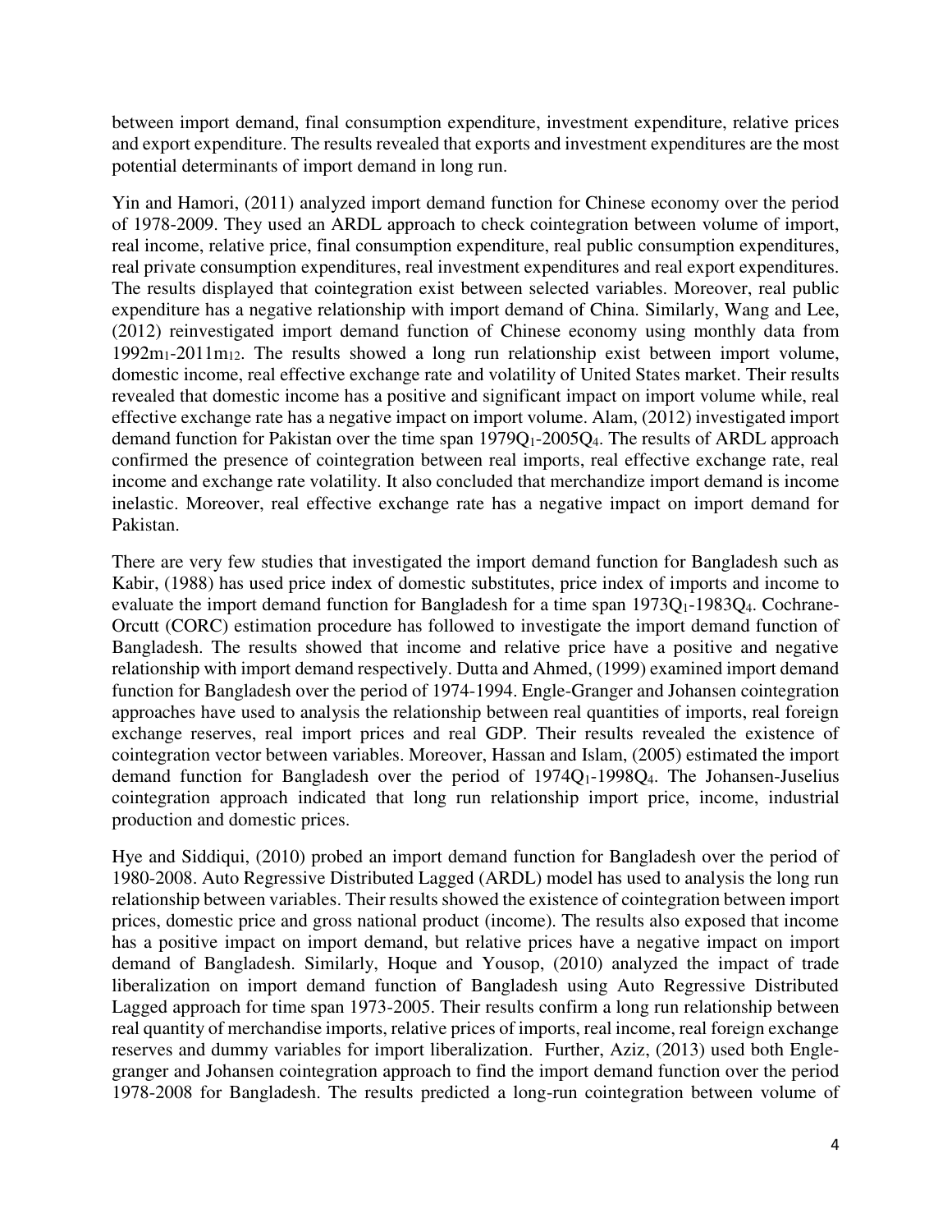between import demand, final consumption expenditure, investment expenditure, relative prices and export expenditure. The results revealed that exports and investment expenditures are the most potential determinants of import demand in long run.

Yin and Hamori, (2011) analyzed import demand function for Chinese economy over the period of 1978-2009. They used an ARDL approach to check cointegration between volume of import, real income, relative price, final consumption expenditure, real public consumption expenditures, real private consumption expenditures, real investment expenditures and real export expenditures. The results displayed that cointegration exist between selected variables. Moreover, real public expenditure has a negative relationship with import demand of China. Similarly, Wang and Lee, (2012) reinvestigated import demand function of Chinese economy using monthly data from $1992m_1$-$2011m_{12}$. The results showed a long run relationship exist between import volume, domestic income, real effective exchange rate and volatility of United States market. Their results revealed that domestic income has a positive and significant impact on import volume while, real effective exchange rate has a negative impact on import volume. Alam, (2012) investigated import demand function for Pakistan over the time span $1979Q_1$-$2005Q_4$. The results of ARDL approach confirmed the presence of cointegration between real imports, real effective exchange rate, real income and exchange rate volatility. It also concluded that merchandize import demand is income inelastic. Moreover, real effective exchange rate has a negative impact on import demand for Pakistan.

There are very few studies that investigated the import demand function for Bangladesh such as Kabir, (1988) has used price index of domestic substitutes, price index of imports and income to evaluate the import demand function for Bangladesh for a time span $1973Q_1$-$1983Q_4$. Cochrane-Orcutt (CORC) estimation procedure has followed to investigate the import demand function of Bangladesh. The results showed that income and relative price have a positive and negative relationship with import demand respectively. Dutta and Ahmed, (1999) examined import demand function for Bangladesh over the period of 1974-1994. Engle-Granger and Johansen cointegration approaches have used to analysis the relationship between real quantities of imports, real foreign exchange reserves, real import prices and real GDP. Their results revealed the existence of cointegration vector between variables. Moreover, Hassan and Islam, (2005) estimated the import demand function for Bangladesh over the period of $1974Q_1$-$1998Q_4$. The Johansen-Juselius cointegration approach indicated that long run relationship import price, income, industrial production and domestic prices.

Hye and Siddiqui, (2010) probed an import demand function for Bangladesh over the period of 1980-2008. Auto Regressive Distributed Lagged (ARDL) model has used to analysis the long run relationship between variables. Their results showed the existence of cointegration between import prices, domestic price and gross national product (income). The results also exposed that income has a positive impact on import demand, but relative prices have a negative impact on import demand of Bangladesh. Similarly, Hoque and Yousop, (2010) analyzed the impact of trade liberalization on import demand function of Bangladesh using Auto Regressive Distributed Lagged approach for time span 1973-2005. Their results confirm a long run relationship between real quantity of merchandise imports, relative prices of imports, real income, real foreign exchange reserves and dummy variables for import liberalization. Further, Aziz, (2013) used both Engle-granger and Johansen cointegration approach to find the import demand function over the period 1978-2008 for Bangladesh. The results predicted a long-run cointegration between volume of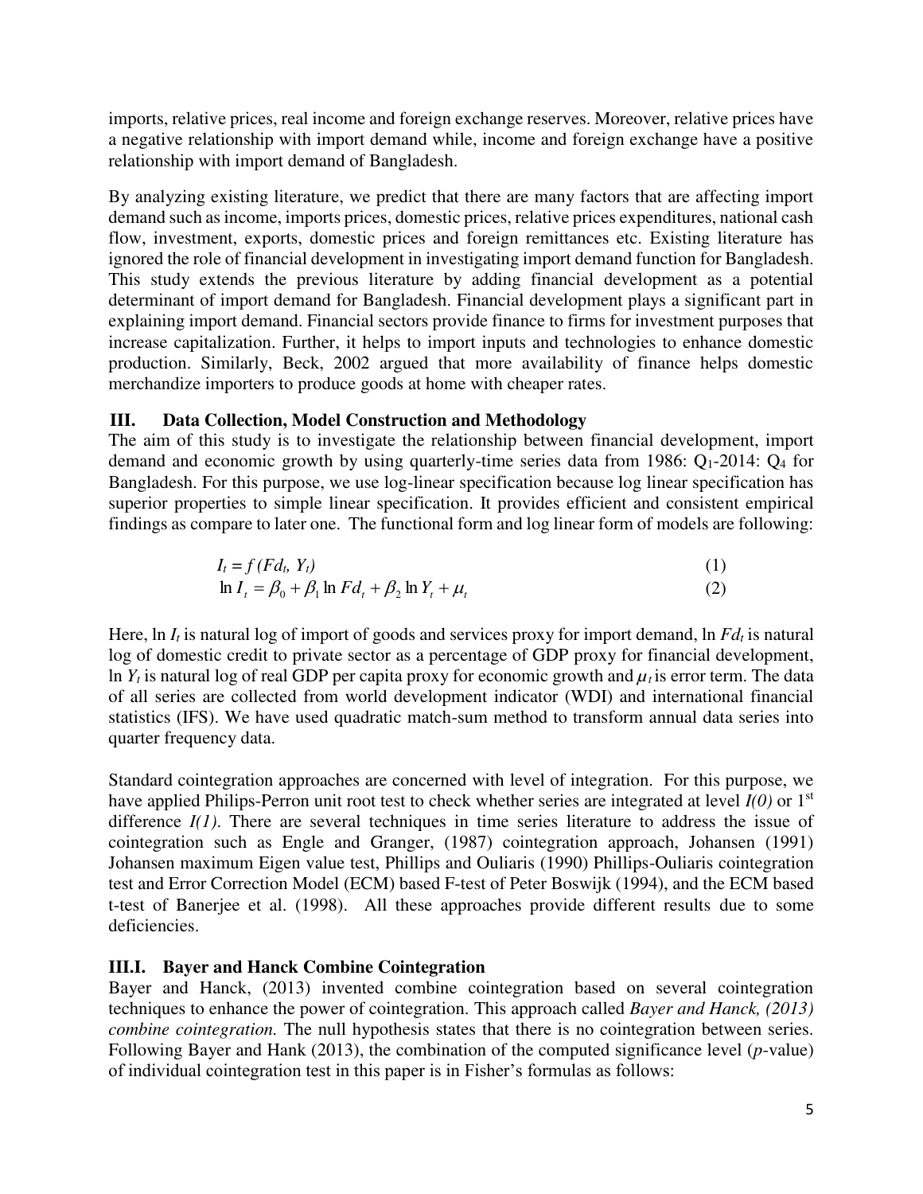imports, relative prices, real income and foreign exchange reserves. Moreover, relative prices have a negative relationship with import demand while, income and foreign exchange have a positive relationship with import demand of Bangladesh.

By analyzing existing literature, we predict that there are many factors that are affecting import demand such as income, imports prices, domestic prices, relative prices expenditures, national cash flow, investment, exports, domestic prices and foreign remittances etc. Existing literature has ignored the role of financial development in investigating import demand function for Bangladesh. This study extends the previous literature by adding financial development as a potential determinant of import demand for Bangladesh. Financial development plays a significant part in explaining import demand. Financial sectors provide finance to firms for investment purposes that increase capitalization. Further, it helps to import inputs and technologies to enhance domestic production. Similarly, Beck, 2002 argued that more availability of finance helps domestic merchandize importers to produce goods at home with cheaper rates.

## III. Data Collection, Model Construction and Methodology

The aim of this study is to investigate the relationship between financial development, import demand and economic growth by using quarterly-time series data from 1986: $Q_1$-2014: $Q_4$ for Bangladesh. For this purpose, we use log-linear specification because log linear specification has superior properties to simple linear specification. It provides efficient and consistent empirical findings as compare to later one. The functional form and log linear form of models are following:

$$I_t = f\,(Fd_t,\ Y_t) \tag{1}$$

$$\ln I_t = \beta_0 + \beta_1 \ln Fd_t + \beta_2 \ln Y_t + \mu_t \tag{2}$$

Here, $\ln I_t$ is natural log of import of goods and services proxy for import demand, $\ln Fd_t$ is natural log of domestic credit to private sector as a percentage of GDP proxy for financial development, $\ln Y_t$ is natural log of real GDP per capita proxy for economic growth and $\mu_t$ is error term. The data of all series are collected from world development indicator (WDI) and international financial statistics (IFS). We have used quadratic match-sum method to transform annual data series into quarter frequency data.

Standard cointegration approaches are concerned with level of integration. For this purpose, we have applied Philips-Perron unit root test to check whether series are integrated at level *I(0)* or 1st difference *I(1)*. There are several techniques in time series literature to address the issue of cointegration such as Engle and Granger, (1987) cointegration approach, Johansen (1991) Johansen maximum Eigen value test, Phillips and Ouliaris (1990) Phillips-Ouliaris cointegration test and Error Correction Model (ECM) based F-test of Peter Boswijk (1994), and the ECM based t-test of Banerjee et al. (1998). All these approaches provide different results due to some deficiencies.

### III.I. Bayer and Hanck Combine Cointegration

Bayer and Hanck, (2013) invented combine cointegration based on several cointegration techniques to enhance the power of cointegration. This approach called *Bayer and Hanck, (2013) combine cointegration.* The null hypothesis states that there is no cointegration between series. Following Bayer and Hank (2013), the combination of the computed significance level (*p*-value) of individual cointegration test in this paper is in Fisher's formulas as follows: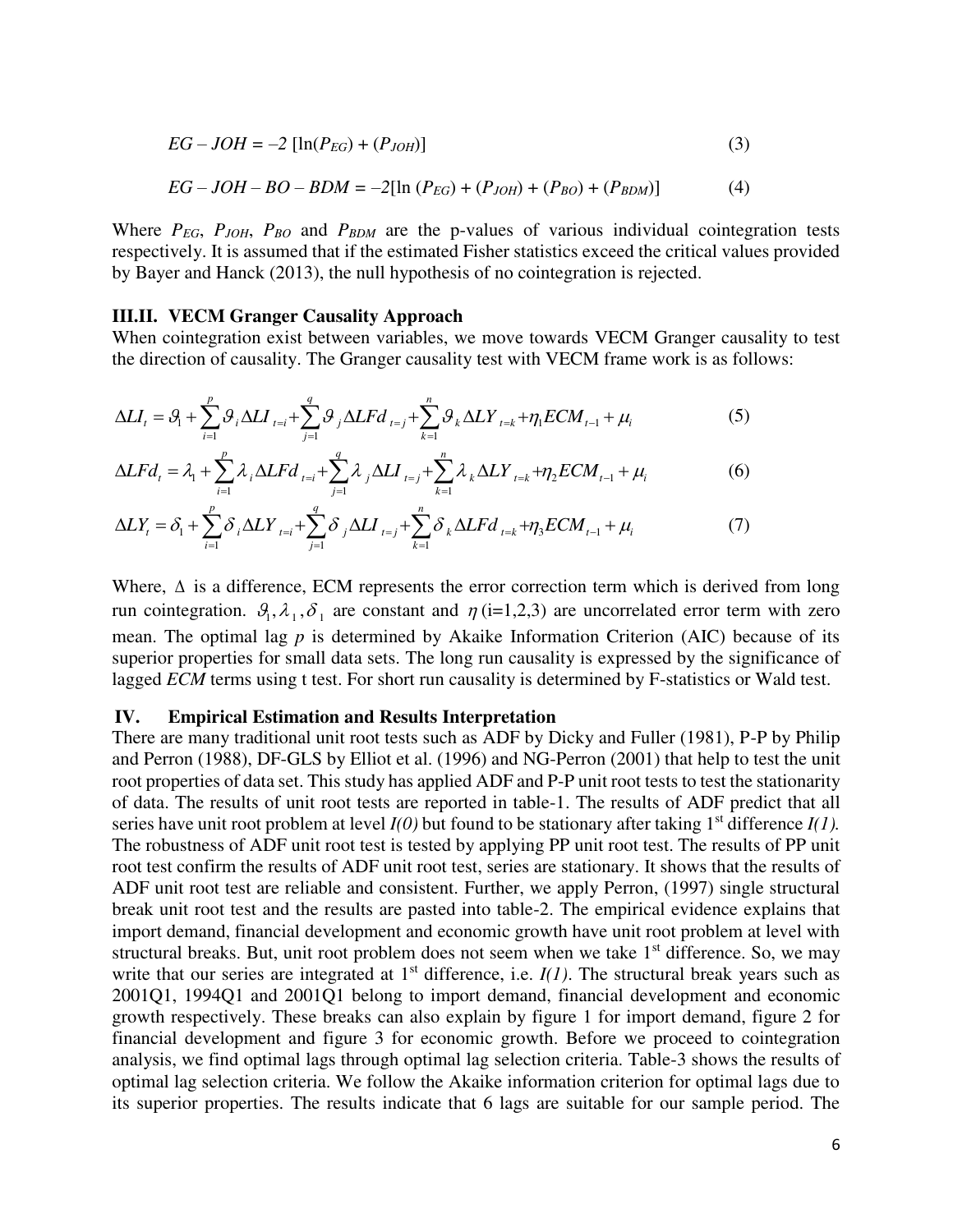$$EG - JOH = -2\ [\ln(P_{EG}) + (P_{JOH})] \tag{3}$$

$$EG - JOH - BO - BDM = -2[\ln\ (P_{EG}) + (P_{JOH}) + (P_{BO}) + (P_{BDM})] \tag{4}$$

Where $P_{EG}$, $P_{JOH}$, $P_{BO}$ and $P_{BDM}$ are the p-values of various individual cointegration tests respectively. It is assumed that if the estimated Fisher statistics exceed the critical values provided by Bayer and Hanck (2013), the null hypothesis of no cointegration is rejected.

### III.II. VECM Granger Causality Approach

When cointegration exist between variables, we move towards VECM Granger causality to test the direction of causality. The Granger causality test with VECM frame work is as follows:

$$\Delta LI_t = \vartheta_1 + \sum_{i=1}^{p} \vartheta_i \Delta LI_{t=i} + \sum_{j=1}^{q} \vartheta_j \Delta LFd_{t=j} + \sum_{k=1}^{n} \vartheta_k \Delta LY_{t=k} + \eta_1 ECM_{t-1} + \mu_i \tag{5}$$

$$\Delta LFd_t = \lambda_1 + \sum_{i=1}^{p} \lambda_i \Delta LFd_{t=i} + \sum_{j=1}^{q} \lambda_j \Delta LI_{t=j} + \sum_{k=1}^{n} \lambda_k \Delta LY_{t=k} + \eta_2 ECM_{t-1} + \mu_i \tag{6}$$

$$\Delta LY_t = \delta_1 + \sum_{i=1}^{p} \delta_i \Delta LY_{t=i} + \sum_{j=1}^{q} \delta_j \Delta LI_{t=j} + \sum_{k=1}^{n} \delta_k \Delta LFd_{t=k} + \eta_3 ECM_{t-1} + \mu_i \tag{7}$$

Where, $\Delta$ is a difference, ECM represents the error correction term which is derived from long run cointegration. $\vartheta_1, \lambda_1, \delta_1$ are constant and $\eta$ (i=1,2,3) are uncorrelated error term with zero mean. The optimal lag $p$ is determined by Akaike Information Criterion (AIC) because of its superior properties for small data sets. The long run causality is expressed by the significance of lagged *ECM* terms using t test. For short run causality is determined by F-statistics or Wald test.

## IV. Empirical Estimation and Results Interpretation

There are many traditional unit root tests such as ADF by Dicky and Fuller (1981), P-P by Philip and Perron (1988), DF-GLS by Elliot et al. (1996) and NG-Perron (2001) that help to test the unit root properties of data set. This study has applied ADF and P-P unit root tests to test the stationarity of data. The results of unit root tests are reported in table-1. The results of ADF predict that all series have unit root problem at level *I(0)* but found to be stationary after taking 1st difference *I(1).* The robustness of ADF unit root test is tested by applying PP unit root test. The results of PP unit root test confirm the results of ADF unit root test, series are stationary. It shows that the results of ADF unit root test are reliable and consistent. Further, we apply Perron, (1997) single structural break unit root test and the results are pasted into table-2. The empirical evidence explains that import demand, financial development and economic growth have unit root problem at level with structural breaks. But, unit root problem does not seem when we take 1st difference. So, we may write that our series are integrated at 1st difference, i.e. *I(1)*. The structural break years such as 2001Q1, 1994Q1 and 2001Q1 belong to import demand, financial development and economic growth respectively. These breaks can also explain by figure 1 for import demand, figure 2 for financial development and figure 3 for economic growth. Before we proceed to cointegration analysis, we find optimal lags through optimal lag selection criteria. Table-3 shows the results of optimal lag selection criteria. We follow the Akaike information criterion for optimal lags due to its superior properties. The results indicate that 6 lags are suitable for our sample period. The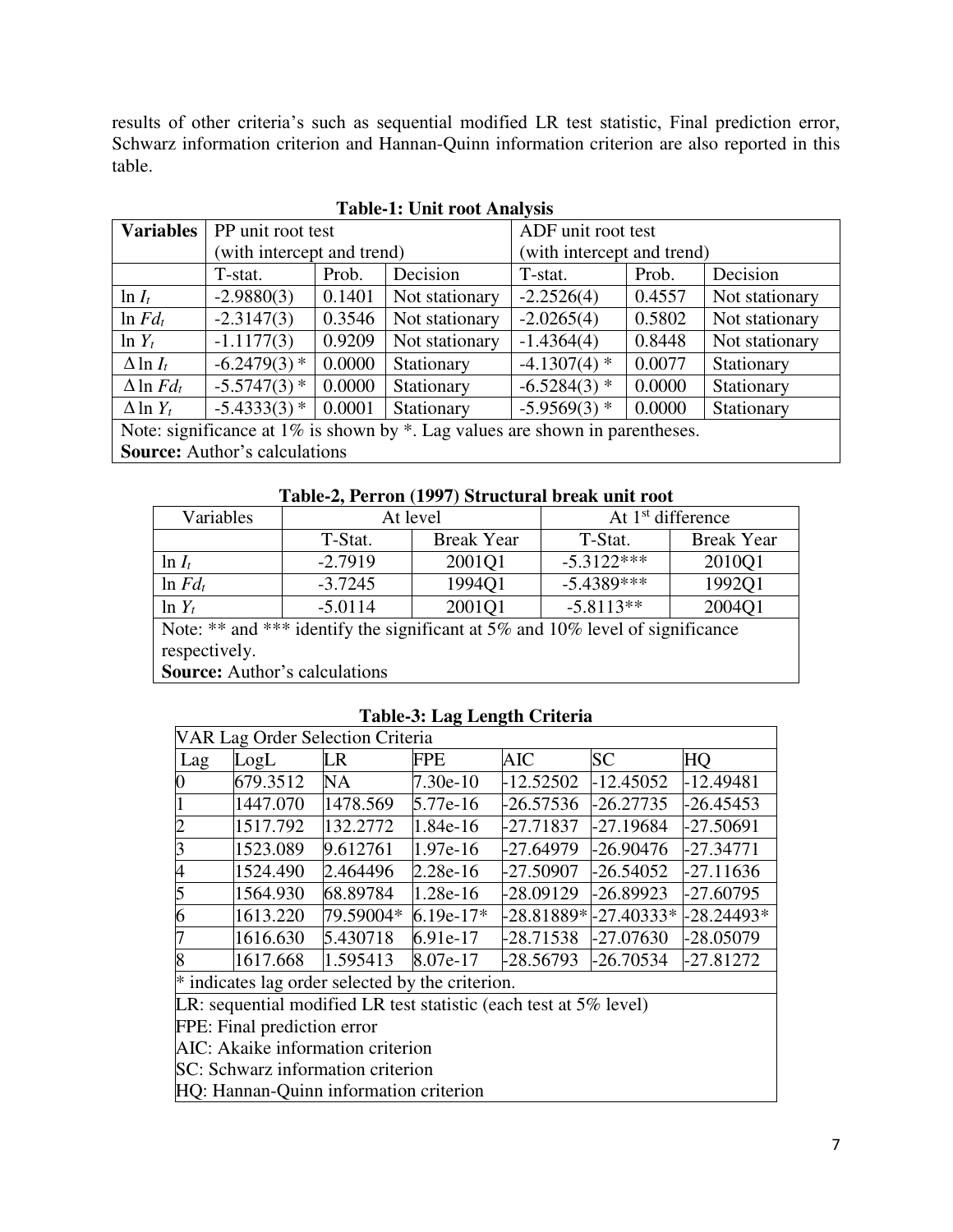results of other criteria's such as sequential modified LR test statistic, Final prediction error, Schwarz information criterion and Hannan-Quinn information criterion are also reported in this table.

**Table-1: Unit root Analysis**

| **Variables** | PP unit root test (with intercept and trend) | | | ADF unit root test (with intercept and trend) | | |
|---|---|---|---|---|---|---|
| | T-stat. | Prob. | Decision | T-stat. | Prob. | Decision |
| $\ln I_t$ | -2.9880(3) | 0.1401 | Not stationary | -2.2526(4) | 0.4557 | Not stationary |
| $\ln Fd_t$ | -2.3147(3) | 0.3546 | Not stationary | -2.0265(4) | 0.5802 | Not stationary |
| $\ln Y_t$ | -1.1177(3) | 0.9209 | Not stationary | -1.4364(4) | 0.8448 | Not stationary |
| $\Delta \ln I_t$ | -6.2479(3) * | 0.0000 | Stationary | -4.1307(4) * | 0.0077 | Stationary |
| $\Delta \ln Fd_t$ | -5.5747(3) * | 0.0000 | Stationary | -6.5284(3) * | 0.0000 | Stationary |
| $\Delta \ln Y_t$ | -5.4333(3) * | 0.0001 | Stationary | -5.9569(3) * | 0.0000 | Stationary |

Note: significance at 1% is shown by *. Lag values are shown in parentheses.
**Source:** Author's calculations

**Table-2, Perron (1997) Structural break unit root**

| Variables | At level | | At 1st difference | |
|---|---|---|---|---|
| | T-Stat. | Break Year | T-Stat. | Break Year |
| $\ln I_t$ | -2.7919 | 2001Q1 | -5.3122*** | 2010Q1 |
| $\ln Fd_t$ | -3.7245 | 1994Q1 | -5.4389*** | 1992Q1 |
| $\ln Y_t$ | -5.0114 | 2001Q1 | -5.8113** | 2004Q1 |

Note: ** and *** identify the significant at 5% and 10% level of significance respectively.
**Source:** Author's calculations

**Table-3: Lag Length Criteria**

VAR Lag Order Selection Criteria

| Lag | LogL | LR | FPE | AIC | SC | HQ |
|---|---|---|---|---|---|---|
| 0 | 679.3512 | NA | 7.30e-10 | -12.52502 | -12.45052 | -12.49481 |
| 1 | 1447.070 | 1478.569 | 5.77e-16 | -26.57536 | -26.27735 | -26.45453 |
| 2 | 1517.792 | 132.2772 | 1.84e-16 | -27.71837 | -27.19684 | -27.50691 |
| 3 | 1523.089 | 9.612761 | 1.97e-16 | -27.64979 | -26.90476 | -27.34771 |
| 4 | 1524.490 | 2.464496 | 2.28e-16 | -27.50907 | -26.54052 | -27.11636 |
| 5 | 1564.930 | 68.89784 | 1.28e-16 | -28.09129 | -26.89923 | -27.60795 |
| 6 | 1613.220 | 79.59004* | 6.19e-17* | -28.81889* | -27.40333* | -28.24493* |
| 7 | 1616.630 | 5.430718 | 6.91e-17 | -28.71538 | -27.07630 | -28.05079 |
| 8 | 1617.668 | 1.595413 | 8.07e-17 | -28.56793 | -26.70534 | -27.81272 |

* indicates lag order selected by the criterion.
LR: sequential modified LR test statistic (each test at 5% level)
FPE: Final prediction error
AIC: Akaike information criterion
SC: Schwarz information criterion
HQ: Hannan-Quinn information criterion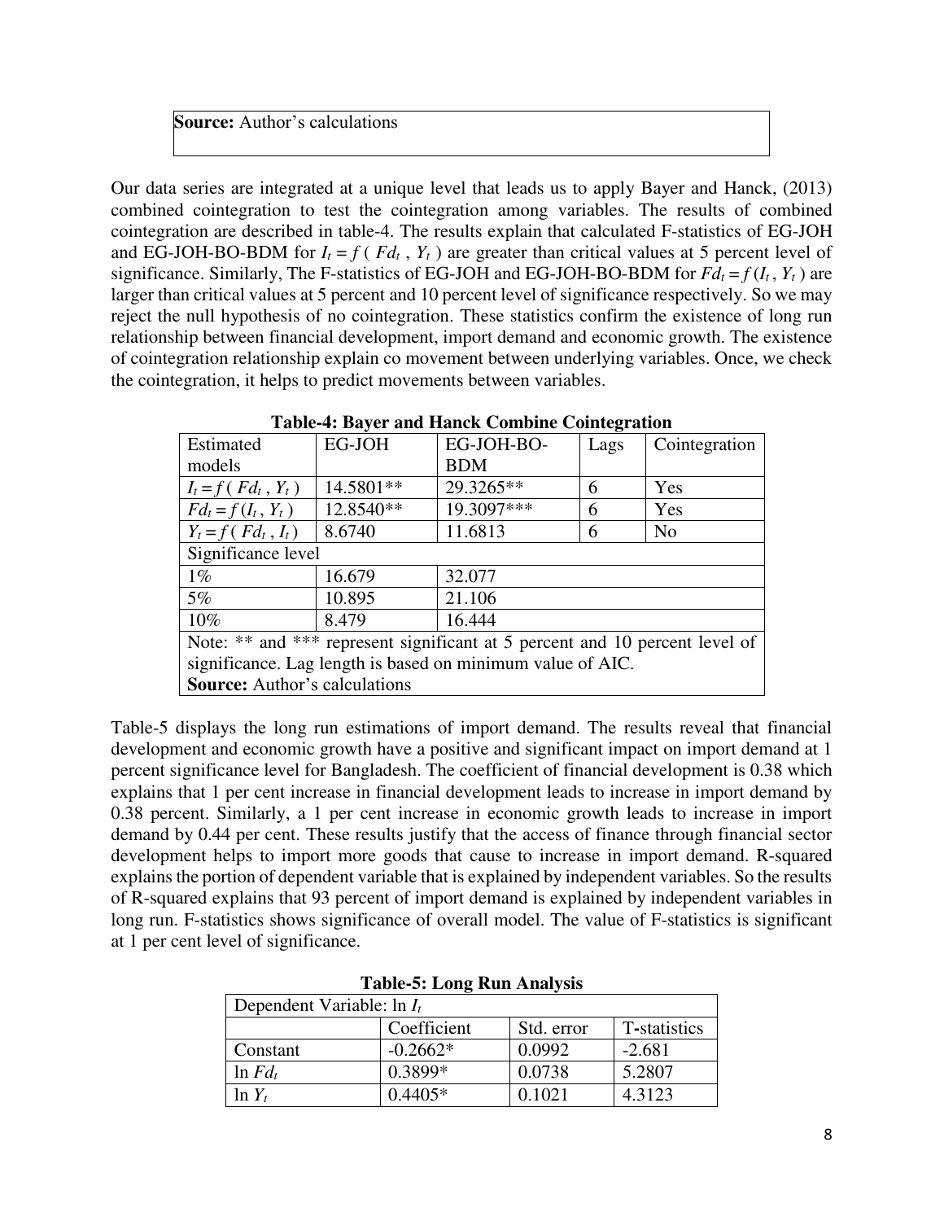**Source:** Author's calculations

Our data series are integrated at a unique level that leads us to apply Bayer and Hanck, (2013) combined cointegration to test the cointegration among variables. The results of combined cointegration are described in table-4. The results explain that calculated F-statistics of EG-JOH and EG-JOH-BO-BDM for $I_t = f\ (\ Fd_t\ ,\ Y_t\ )$ are greater than critical values at 5 percent level of significance. Similarly, The F-statistics of EG-JOH and EG-JOH-BO-BDM for $Fd_t = f\,(I_t\ ,\ Y_t\ )$ are larger than critical values at 5 percent and 10 percent level of significance respectively. So we may reject the null hypothesis of no cointegration. These statistics confirm the existence of long run relationship between financial development, import demand and economic growth. The existence of cointegration relationship explain co movement between underlying variables. Once, we check the cointegration, it helps to predict movements between variables.

**Table-4: Bayer and Hanck Combine Cointegration**

| Estimated models | EG-JOH | EG-JOH-BO-BDM | Lags | Cointegration |
|---|---|---|---|---|
| $I_t = f\ (\ Fd_t\ ,\ Y_t\ )$ | 14.5801** | 29.3265** | 6 | Yes |
| $Fd_t = f\,(I_t\ ,\ Y_t\ )$ | 12.8540** | 19.3097*** | 6 | Yes |
| $Y_t = f\ (\ Fd_t\ ,\ I_t\ )$ | 8.6740 | 11.6813 | 6 | No |
| Significance level | | | | |
| 1% | 16.679 | 32.077 | | |
| 5% | 10.895 | 21.106 | | |
| 10% | 8.479 | 16.444 | | |

Note: ** and *** represent significant at 5 percent and 10 percent level of significance. Lag length is based on minimum value of AIC.
**Source:** Author's calculations

Table-5 displays the long run estimations of import demand. The results reveal that financial development and economic growth have a positive and significant impact on import demand at 1 percent significance level for Bangladesh. The coefficient of financial development is 0.38 which explains that 1 per cent increase in financial development leads to increase in import demand by 0.38 percent. Similarly, a 1 per cent increase in economic growth leads to increase in import demand by 0.44 per cent. These results justify that the access of finance through financial sector development helps to import more goods that cause to increase in import demand. R-squared explains the portion of dependent variable that is explained by independent variables. So the results of R-squared explains that 93 percent of import demand is explained by independent variables in long run. F-statistics shows significance of overall model. The value of F-statistics is significant at 1 per cent level of significance.

**Table-5: Long Run Analysis**

| Dependent Variable: $\ln I_t$ | | | |
|---|---|---|---|
| | Coefficient | Std. error | T-statistics |
| Constant | -0.2662* | 0.0992 | -2.681 |
| $\ln Fd_t$ | 0.3899* | 0.0738 | 5.2807 |
| $\ln Y_t$ | 0.4405* | 0.1021 | 4.3123 |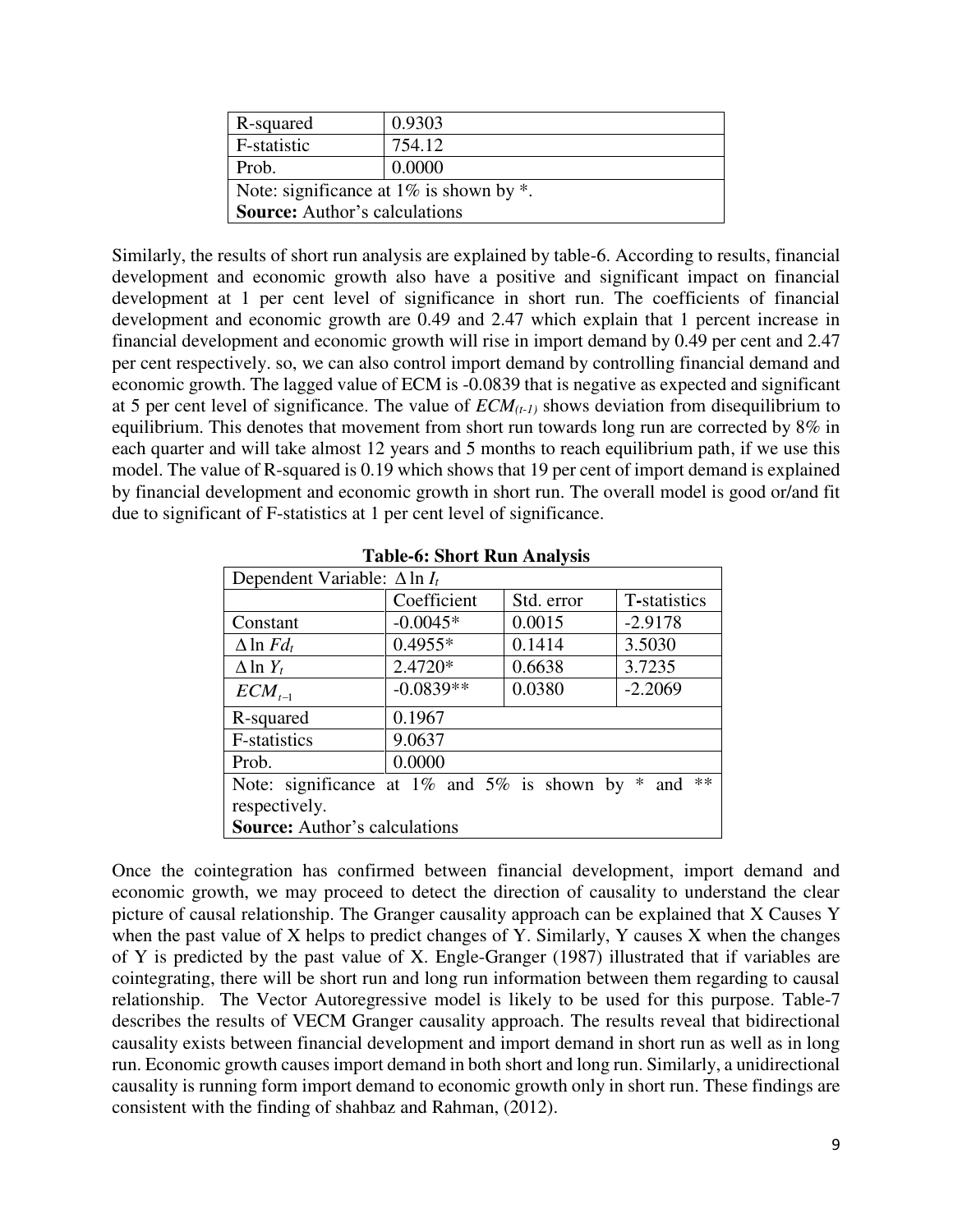| R-squared | 0.9303 |
|---|---|
| F-statistic | 754.12 |
| Prob. | 0.0000 |
| Note: significance at 1% is shown by *. | |
| **Source:** Author's calculations | |

Similarly, the results of short run analysis are explained by table-6. According to results, financial development and economic growth also have a positive and significant impact on financial development at 1 per cent level of significance in short run. The coefficients of financial development and economic growth are 0.49 and 2.47 which explain that 1 percent increase in financial development and economic growth will rise in import demand by 0.49 per cent and 2.47 per cent respectively. so, we can also control import demand by controlling financial demand and economic growth. The lagged value of ECM is -0.0839 that is negative as expected and significant at 5 per cent level of significance. The value of $ECM_{(t-1)}$ shows deviation from disequilibrium to equilibrium. This denotes that movement from short run towards long run are corrected by 8% in each quarter and will take almost 12 years and 5 months to reach equilibrium path, if we use this model. The value of R-squared is 0.19 which shows that 19 per cent of import demand is explained by financial development and economic growth in short run. The overall model is good or/and fit due to significant of F-statistics at 1 per cent level of significance.

**Table-6: Short Run Analysis**

| Dependent Variable: $\Delta \ln I_t$ | | | |
|---|---|---|---|
| | Coefficient | Std. error | T-statistics |
| Constant | -0.0045* | 0.0015 | -2.9178 |
| $\Delta \ln Fd_t$ | 0.4955* | 0.1414 | 3.5030 |
| $\Delta \ln Y_t$ | 2.4720* | 0.6638 | 3.7235 |
| $ECM_{t-1}$ | -0.0839** | 0.0380 | -2.2069 |
| R-squared | 0.1967 | | |
| F-statistics | 9.0637 | | |
| Prob. | 0.0000 | | |
| Note: significance at 1% and 5% is shown by * and ** respectively. | | | |
| **Source:** Author's calculations | | | |

Once the cointegration has confirmed between financial development, import demand and economic growth, we may proceed to detect the direction of causality to understand the clear picture of causal relationship. The Granger causality approach can be explained that X Causes Y when the past value of X helps to predict changes of Y. Similarly, Y causes X when the changes of Y is predicted by the past value of X. Engle-Granger (1987) illustrated that if variables are cointegrating, there will be short run and long run information between them regarding to causal relationship. The Vector Autoregressive model is likely to be used for this purpose. Table-7 describes the results of VECM Granger causality approach. The results reveal that bidirectional causality exists between financial development and import demand in short run as well as in long run. Economic growth causes import demand in both short and long run. Similarly, a unidirectional causality is running form import demand to economic growth only in short run. These findings are consistent with the finding of shahbaz and Rahman, (2012).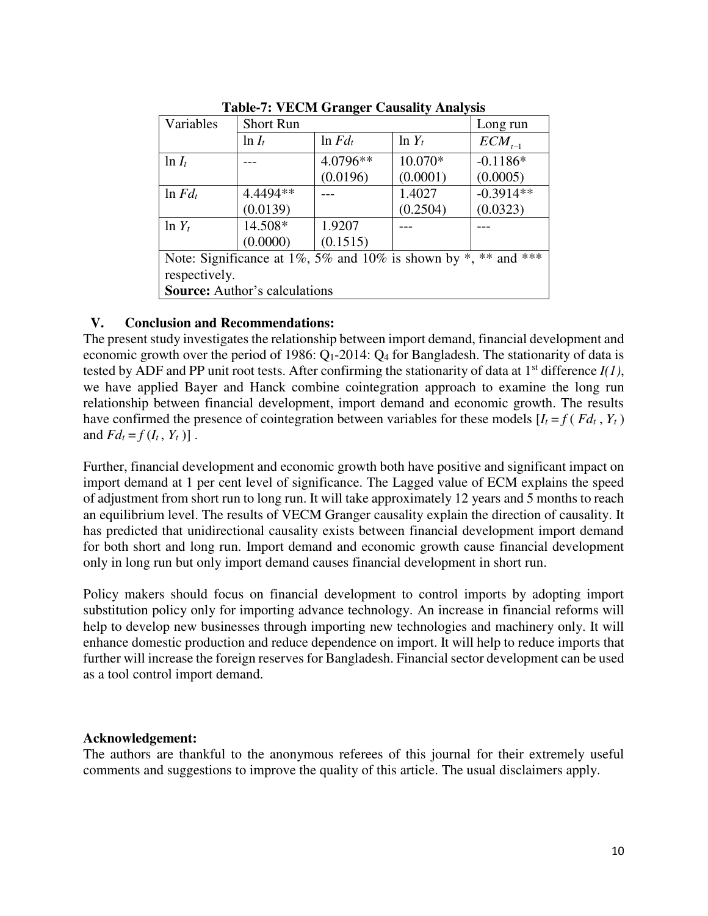**Table-7: VECM Granger Causality Analysis**

| Variables | Short Run | | | Long run |
|---|---|---|---|---|
| | $\ln I_t$ | $\ln Fd_t$ | $\ln Y_t$ | $ECM_{t-1}$ |
| $\ln I_t$ | --- | 4.0796** (0.0196) | 10.070* (0.0001) | -0.1186* (0.0005) |
| $\ln Fd_t$ | 4.4494** (0.0139) | --- | 1.4027 (0.2504) | -0.3914** (0.0323) |
| $\ln Y_t$ | 14.508* (0.0000) | 1.9207 (0.1515) | --- | --- |

Note: Significance at 1%, 5% and 10% is shown by *, ** and *** respectively.
**Source:** Author's calculations

## V. Conclusion and Recommendations:

The present study investigates the relationship between import demand, financial development and economic growth over the period of 1986: $Q_1$-2014: $Q_4$ for Bangladesh. The stationarity of data is tested by ADF and PP unit root tests. After confirming the stationarity of data at 1st difference *I(1)*, we have applied Bayer and Hanck combine cointegration approach to examine the long run relationship between financial development, import demand and economic growth. The results have confirmed the presence of cointegration between variables for these models [$I_t = f\,(Fd_t, Y_t)$ and $Fd_t = f\,(I_t, Y_t)$] .

Further, financial development and economic growth both have positive and significant impact on import demand at 1 per cent level of significance. The Lagged value of ECM explains the speed of adjustment from short run to long run. It will take approximately 12 years and 5 months to reach an equilibrium level. The results of VECM Granger causality explain the direction of causality. It has predicted that unidirectional causality exists between financial development import demand for both short and long run. Import demand and economic growth cause financial development only in long run but only import demand causes financial development in short run.

Policy makers should focus on financial development to control imports by adopting import substitution policy only for importing advance technology. An increase in financial reforms will help to develop new businesses through importing new technologies and machinery only. It will enhance domestic production and reduce dependence on import. It will help to reduce imports that further will increase the foreign reserves for Bangladesh. Financial sector development can be used as a tool control import demand.

**Acknowledgement:**

The authors are thankful to the anonymous referees of this journal for their extremely useful comments and suggestions to improve the quality of this article. The usual disclaimers apply.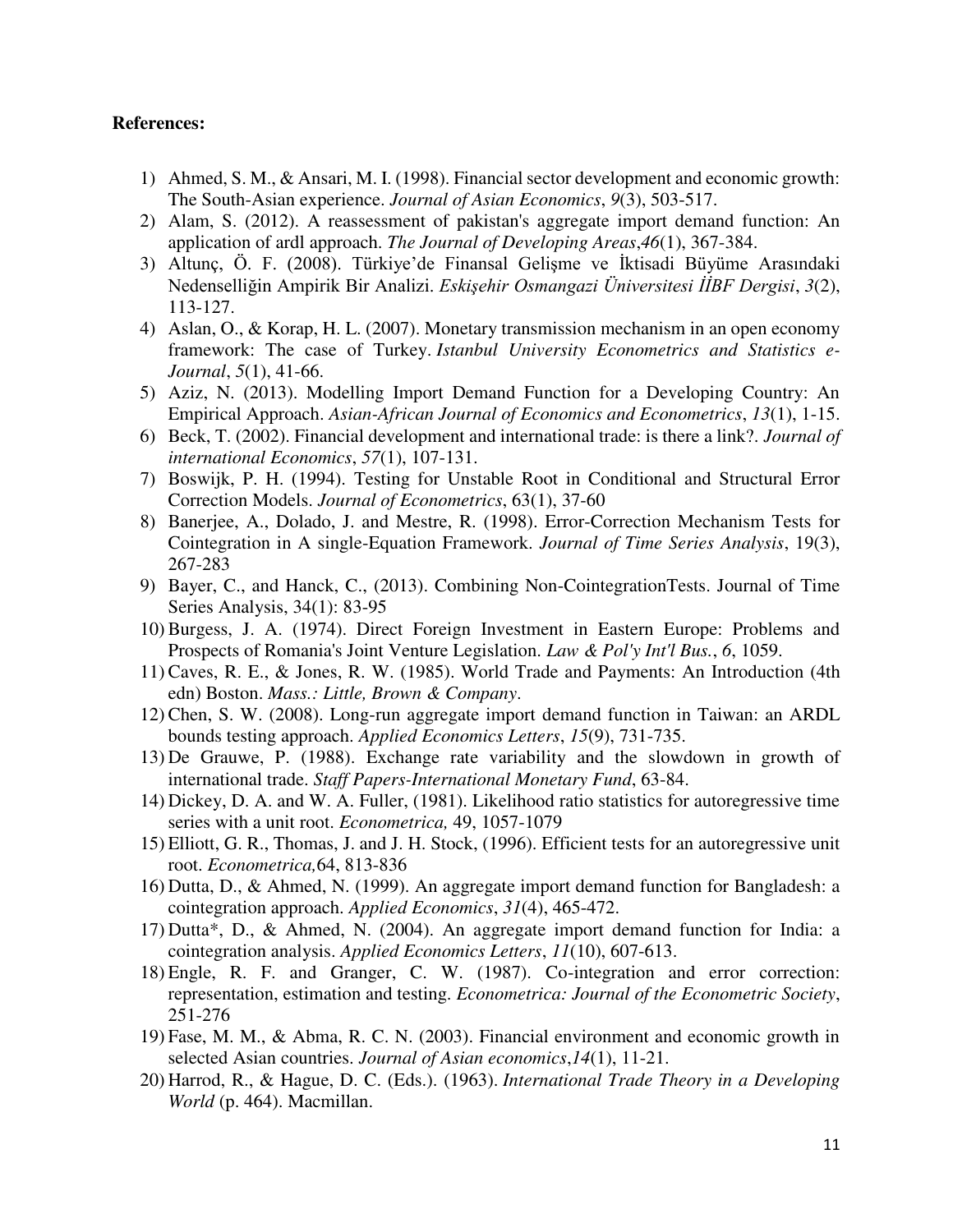**References:**

1) Ahmed, S. M., & Ansari, M. I. (1998). Financial sector development and economic growth: The South-Asian experience. *Journal of Asian Economics*, *9*(3), 503-517.
2) Alam, S. (2012). A reassessment of pakistan's aggregate import demand function: An application of ardl approach. *The Journal of Developing Areas*,*46*(1), 367-384.
3) Altunç, Ö. F. (2008). Türkiye'de Finansal Gelişme ve İktisadi Büyüme Arasındaki Nedenselliğin Ampirik Bir Analizi. *Eskişehir Osmangazi Üniversitesi İİBF Dergisi*, *3*(2), 113-127.
4) Aslan, O., & Korap, H. L. (2007). Monetary transmission mechanism in an open economy framework: The case of Turkey. *Istanbul University Econometrics and Statistics e-Journal*, *5*(1), 41-66.
5) Aziz, N. (2013). Modelling Import Demand Function for a Developing Country: An Empirical Approach. *Asian-African Journal of Economics and Econometrics*, *13*(1), 1-15.
6) Beck, T. (2002). Financial development and international trade: is there a link?. *Journal of international Economics*, *57*(1), 107-131.
7) Boswijk, P. H. (1994). Testing for Unstable Root in Conditional and Structural Error Correction Models. *Journal of Econometrics*, 63(1), 37-60
8) Banerjee, A., Dolado, J. and Mestre, R. (1998). Error-Correction Mechanism Tests for Cointegration in A single-Equation Framework. *Journal of Time Series Analysis*, 19(3), 267-283
9) Bayer, C., and Hanck, C., (2013). Combining Non-CointegrationTests. Journal of Time Series Analysis, 34(1): 83-95
10) Burgess, J. A. (1974). Direct Foreign Investment in Eastern Europe: Problems and Prospects of Romania's Joint Venture Legislation. *Law & Pol'y Int'l Bus.*, *6*, 1059.
11) Caves, R. E., & Jones, R. W. (1985). World Trade and Payments: An Introduction (4th edn) Boston. *Mass.: Little, Brown & Company*.
12) Chen, S. W. (2008). Long-run aggregate import demand function in Taiwan: an ARDL bounds testing approach. *Applied Economics Letters*, *15*(9), 731-735.
13) De Grauwe, P. (1988). Exchange rate variability and the slowdown in growth of international trade. *Staff Papers-International Monetary Fund*, 63-84.
14) Dickey, D. A. and W. A. Fuller, (1981). Likelihood ratio statistics for autoregressive time series with a unit root. *Econometrica,* 49, 1057-1079
15) Elliott, G. R., Thomas, J. and J. H. Stock, (1996). Efficient tests for an autoregressive unit root. *Econometrica,*64, 813-836
16) Dutta, D., & Ahmed, N. (1999). An aggregate import demand function for Bangladesh: a cointegration approach. *Applied Economics*, *31*(4), 465-472.
17) Dutta*, D., & Ahmed, N. (2004). An aggregate import demand function for India: a cointegration analysis. *Applied Economics Letters*, *11*(10), 607-613.
18) Engle, R. F. and Granger, C. W. (1987). Co-integration and error correction: representation, estimation and testing. *Econometrica: Journal of the Econometric Society*, 251-276
19) Fase, M. M., & Abma, R. C. N. (2003). Financial environment and economic growth in selected Asian countries. *Journal of Asian economics*,*14*(1), 11-21.
20) Harrod, R., & Hague, D. C. (Eds.). (1963). *International Trade Theory in a Developing World* (p. 464). Macmillan.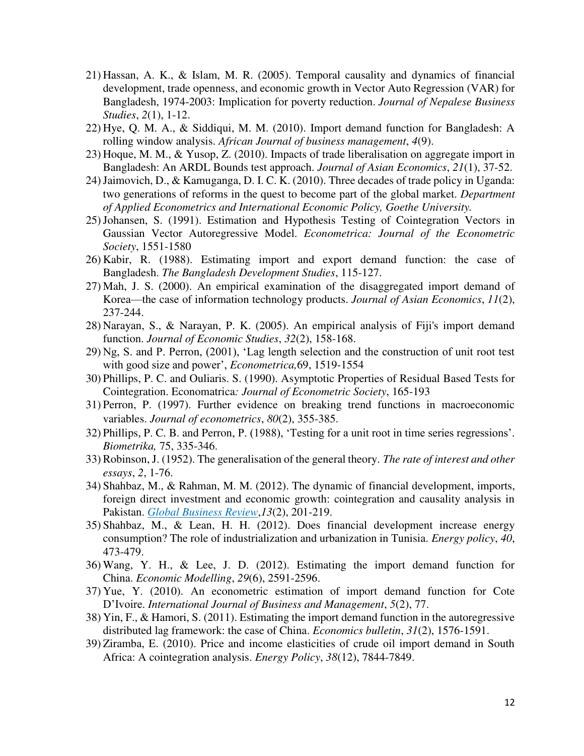21) Hassan, A. K., & Islam, M. R. (2005). Temporal causality and dynamics of financial development, trade openness, and economic growth in Vector Auto Regression (VAR) for Bangladesh, 1974-2003: Implication for poverty reduction. *Journal of Nepalese Business Studies*, *2*(1), 1-12.
22) Hye, Q. M. A., & Siddiqui, M. M. (2010). Import demand function for Bangladesh: A rolling window analysis. *African Journal of business management*, *4*(9).
23) Hoque, M. M., & Yusop, Z. (2010). Impacts of trade liberalisation on aggregate import in Bangladesh: An ARDL Bounds test approach. *Journal of Asian Economics*, *21*(1), 37-52.
24) Jaimovich, D., & Kamuganga, D. I. C. K. (2010). Three decades of trade policy in Uganda: two generations of reforms in the quest to become part of the global market. *Department of Applied Econometrics and International Economic Policy, Goethe University.*
25) Johansen, S. (1991). Estimation and Hypothesis Testing of Cointegration Vectors in Gaussian Vector Autoregressive Model. *Econometrica: Journal of the Econometric Society*, 1551-1580
26) Kabir, R. (1988). Estimating import and export demand function: the case of Bangladesh. *The Bangladesh Development Studies*, 115-127.
27) Mah, J. S. (2000). An empirical examination of the disaggregated import demand of Korea—the case of information technology products. *Journal of Asian Economics*, *11*(2), 237-244.
28) Narayan, S., & Narayan, P. K. (2005). An empirical analysis of Fiji's import demand function. *Journal of Economic Studies*, *32*(2), 158-168.
29) Ng, S. and P. Perron, (2001), 'Lag length selection and the construction of unit root test with good size and power', *Econometrica,*69, 1519-1554
30) Phillips, P. C. and Ouliaris. S. (1990). Asymptotic Properties of Residual Based Tests for Cointegration. Economatrica*: Journal of Econometric Society*, 165-193
31) Perron, P. (1997). Further evidence on breaking trend functions in macroeconomic variables. *Journal of econometrics*, *80*(2), 355-385.
32) Phillips, P. C. B. and Perron, P. (1988), 'Testing for a unit root in time series regressions'. *Biometrika,* 75, 335-346.
33) Robinson, J. (1952). The generalisation of the general theory. *The rate of interest and other essays*, *2*, 1-76.
34) Shahbaz, M., & Rahman, M. M. (2012). The dynamic of financial development, imports, foreign direct investment and economic growth: cointegration and causality analysis in Pakistan. *Global Business Review*,*13*(2), 201-219.
35) Shahbaz, M., & Lean, H. H. (2012). Does financial development increase energy consumption? The role of industrialization and urbanization in Tunisia. *Energy policy*, *40*, 473-479.
36) Wang, Y. H., & Lee, J. D. (2012). Estimating the import demand function for China. *Economic Modelling*, *29*(6), 2591-2596.
37) Yue, Y. (2010). An econometric estimation of import demand function for Cote D'Ivoire. *International Journal of Business and Management*, *5*(2), 77.
38) Yin, F., & Hamori, S. (2011). Estimating the import demand function in the autoregressive distributed lag framework: the case of China. *Economics bulletin*, *31*(2), 1576-1591.
39) Ziramba, E. (2010). Price and income elasticities of crude oil import demand in South Africa: A cointegration analysis. *Energy Policy*, *38*(12), 7844-7849.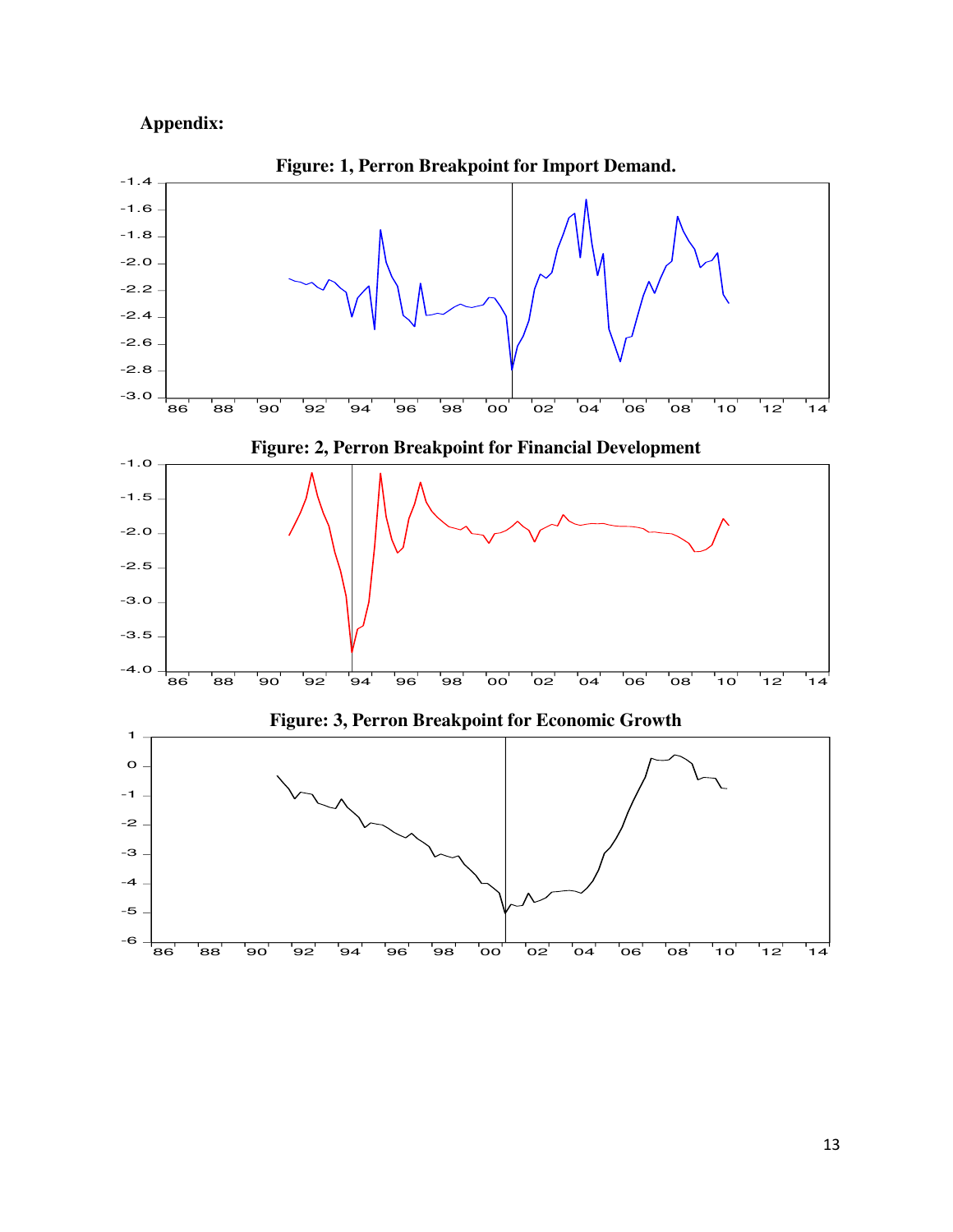**Appendix:**

**Figure: 1, Perron Breakpoint for Import Demand.**

-1.4
-1.6
-1.8
-2.0
-2.2
-2.4
-2.6
-2.8
-3.0

86 88 90 92 94 96 98 00 02 04 06 08 10 12 14

**Figure: 2, Perron Breakpoint for Financial Development**

-1.0
-1.5
-2.0
-2.5
-3.0
-3.5
-4.0

86 88 90 92 94 96 98 00 02 04 06 08 10 12 14

**Figure: 3, Perron Breakpoint for Economic Growth**

1
0
-1
-2
-3
-4
-5
-6

86 88 90 92 94 96 98 00 02 04 06 08 10 12 14